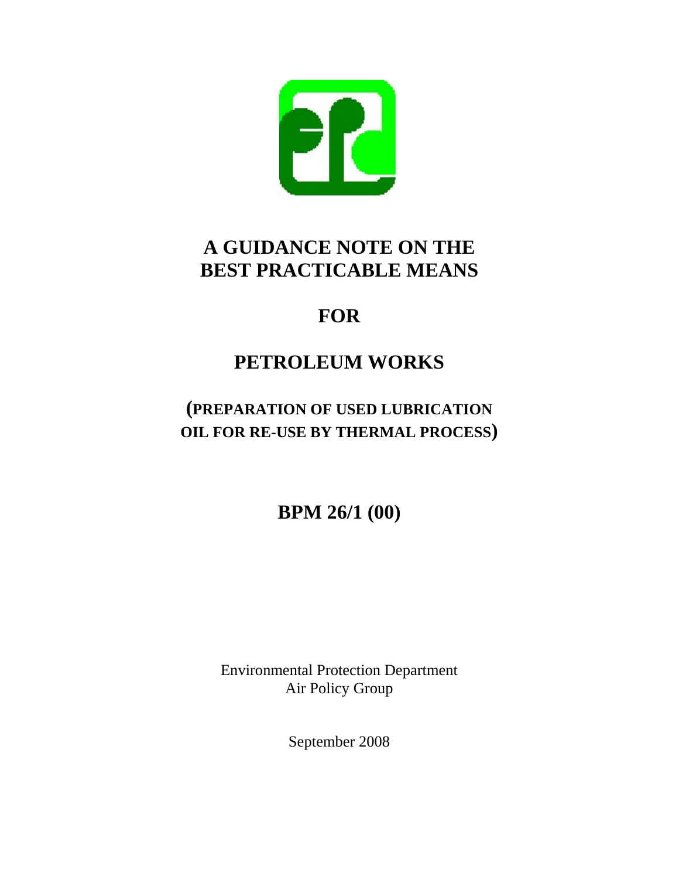# A GUIDANCE NOTE ON THE BEST PRACTICABLE MEANS

# FOR

# PETROLEUM WORKS

## (PREPARATION OF USED LUBRICATION OIL FOR RE-USE BY THERMAL PROCESS)

## BPM 26/1 (00)

Environmental Protection Department
Air Policy Group

September 2008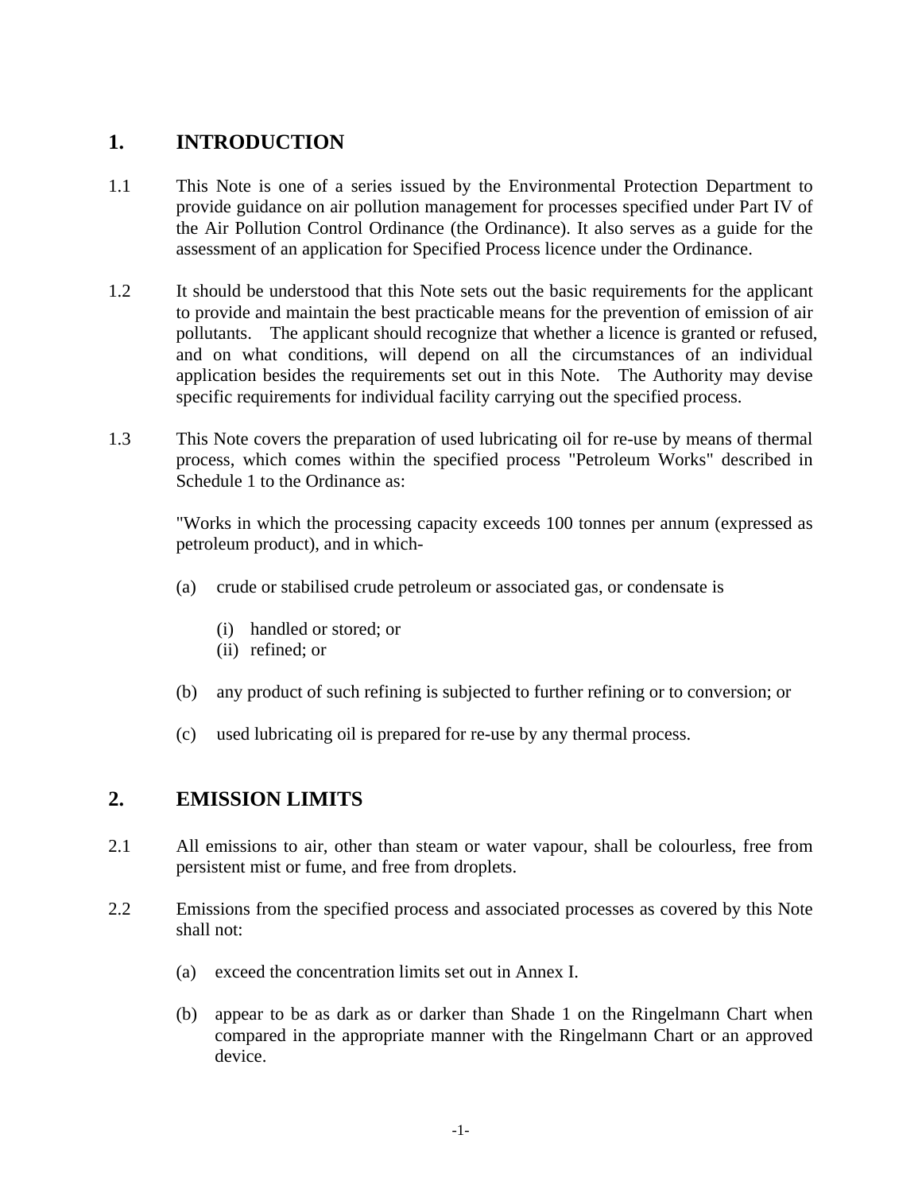## 1. INTRODUCTION

1.1 This Note is one of a series issued by the Environmental Protection Department to provide guidance on air pollution management for processes specified under Part IV of the Air Pollution Control Ordinance (the Ordinance). It also serves as a guide for the assessment of an application for Specified Process licence under the Ordinance.

1.2 It should be understood that this Note sets out the basic requirements for the applicant to provide and maintain the best practicable means for the prevention of emission of air pollutants. The applicant should recognize that whether a licence is granted or refused, and on what conditions, will depend on all the circumstances of an individual application besides the requirements set out in this Note. The Authority may devise specific requirements for individual facility carrying out the specified process.

1.3 This Note covers the preparation of used lubricating oil for re-use by means of thermal process, which comes within the specified process "Petroleum Works" described in Schedule 1 to the Ordinance as:

"Works in which the processing capacity exceeds 100 tonnes per annum (expressed as petroleum product), and in which-

(a) crude or stabilised crude petroleum or associated gas, or condensate is

(i) handled or stored; or
(ii) refined; or

(b) any product of such refining is subjected to further refining or to conversion; or

(c) used lubricating oil is prepared for re-use by any thermal process.

## 2. EMISSION LIMITS

2.1 All emissions to air, other than steam or water vapour, shall be colourless, free from persistent mist or fume, and free from droplets.

2.2 Emissions from the specified process and associated processes as covered by this Note shall not:

(a) exceed the concentration limits set out in Annex I.

(b) appear to be as dark as or darker than Shade 1 on the Ringelmann Chart when compared in the appropriate manner with the Ringelmann Chart or an approved device.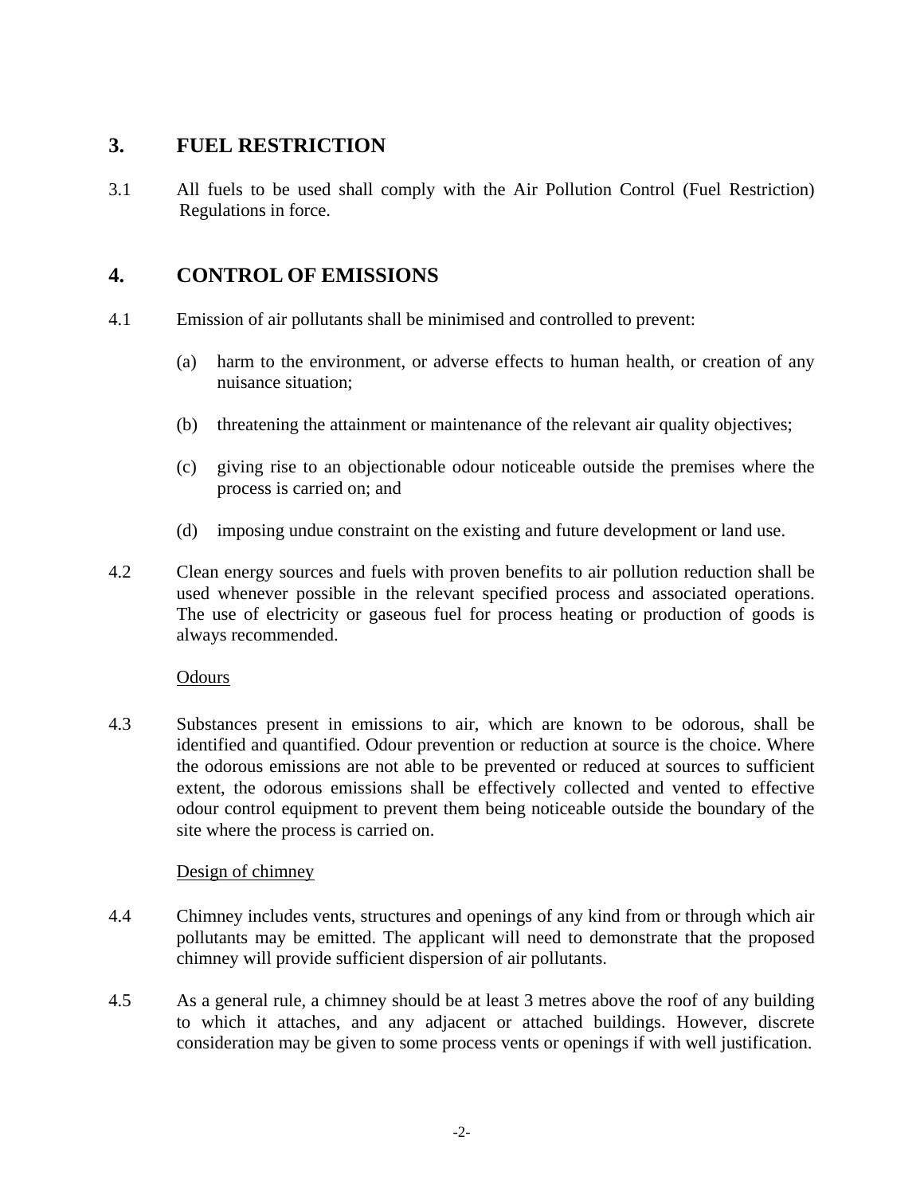## 3. FUEL RESTRICTION

3.1 All fuels to be used shall comply with the Air Pollution Control (Fuel Restriction) Regulations in force.

## 4. CONTROL OF EMISSIONS

4.1 Emission of air pollutants shall be minimised and controlled to prevent:

(a) harm to the environment, or adverse effects to human health, or creation of any nuisance situation;

(b) threatening the attainment or maintenance of the relevant air quality objectives;

(c) giving rise to an objectionable odour noticeable outside the premises where the process is carried on; and

(d) imposing undue constraint on the existing and future development or land use.

4.2 Clean energy sources and fuels with proven benefits to air pollution reduction shall be used whenever possible in the relevant specified process and associated operations. The use of electricity or gaseous fuel for process heating or production of goods is always recommended.

Odours

4.3 Substances present in emissions to air, which are known to be odorous, shall be identified and quantified. Odour prevention or reduction at source is the choice. Where the odorous emissions are not able to be prevented or reduced at sources to sufficient extent, the odorous emissions shall be effectively collected and vented to effective odour control equipment to prevent them being noticeable outside the boundary of the site where the process is carried on.

Design of chimney

4.4 Chimney includes vents, structures and openings of any kind from or through which air pollutants may be emitted. The applicant will need to demonstrate that the proposed chimney will provide sufficient dispersion of air pollutants.

4.5 As a general rule, a chimney should be at least 3 metres above the roof of any building to which it attaches, and any adjacent or attached buildings. However, discrete consideration may be given to some process vents or openings if with well justification.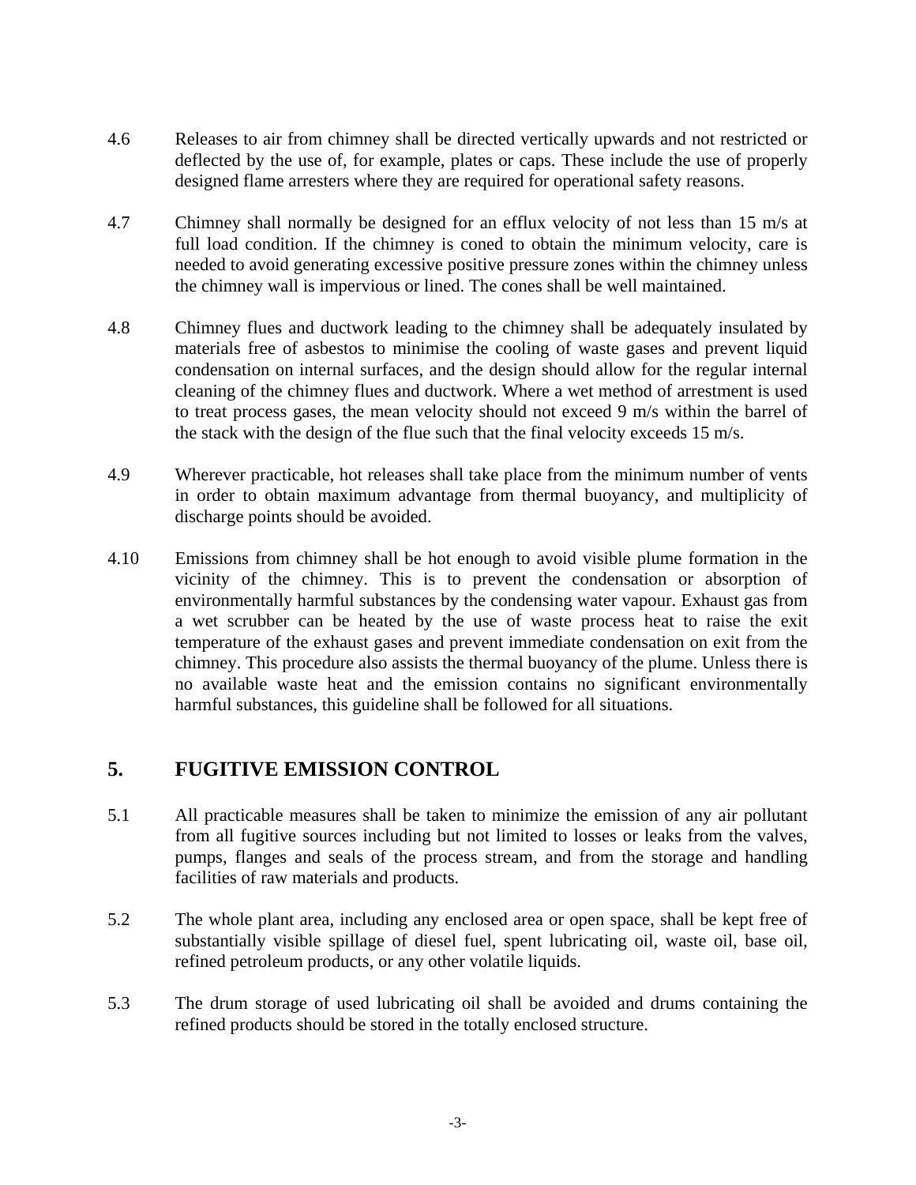4.6 Releases to air from chimney shall be directed vertically upwards and not restricted or deflected by the use of, for example, plates or caps. These include the use of properly designed flame arresters where they are required for operational safety reasons.

4.7 Chimney shall normally be designed for an efflux velocity of not less than 15 m/s at full load condition. If the chimney is coned to obtain the minimum velocity, care is needed to avoid generating excessive positive pressure zones within the chimney unless the chimney wall is impervious or lined. The cones shall be well maintained.

4.8 Chimney flues and ductwork leading to the chimney shall be adequately insulated by materials free of asbestos to minimise the cooling of waste gases and prevent liquid condensation on internal surfaces, and the design should allow for the regular internal cleaning of the chimney flues and ductwork. Where a wet method of arrestment is used to treat process gases, the mean velocity should not exceed 9 m/s within the barrel of the stack with the design of the flue such that the final velocity exceeds 15 m/s.

4.9 Wherever practicable, hot releases shall take place from the minimum number of vents in order to obtain maximum advantage from thermal buoyancy, and multiplicity of discharge points should be avoided.

4.10 Emissions from chimney shall be hot enough to avoid visible plume formation in the vicinity of the chimney. This is to prevent the condensation or absorption of environmentally harmful substances by the condensing water vapour. Exhaust gas from a wet scrubber can be heated by the use of waste process heat to raise the exit temperature of the exhaust gases and prevent immediate condensation on exit from the chimney. This procedure also assists the thermal buoyancy of the plume. Unless there is no available waste heat and the emission contains no significant environmentally harmful substances, this guideline shall be followed for all situations.

## 5. FUGITIVE EMISSION CONTROL

5.1 All practicable measures shall be taken to minimize the emission of any air pollutant from all fugitive sources including but not limited to losses or leaks from the valves, pumps, flanges and seals of the process stream, and from the storage and handling facilities of raw materials and products.

5.2 The whole plant area, including any enclosed area or open space, shall be kept free of substantially visible spillage of diesel fuel, spent lubricating oil, waste oil, base oil, refined petroleum products, or any other volatile liquids.

5.3 The drum storage of used lubricating oil shall be avoided and drums containing the refined products should be stored in the totally enclosed structure.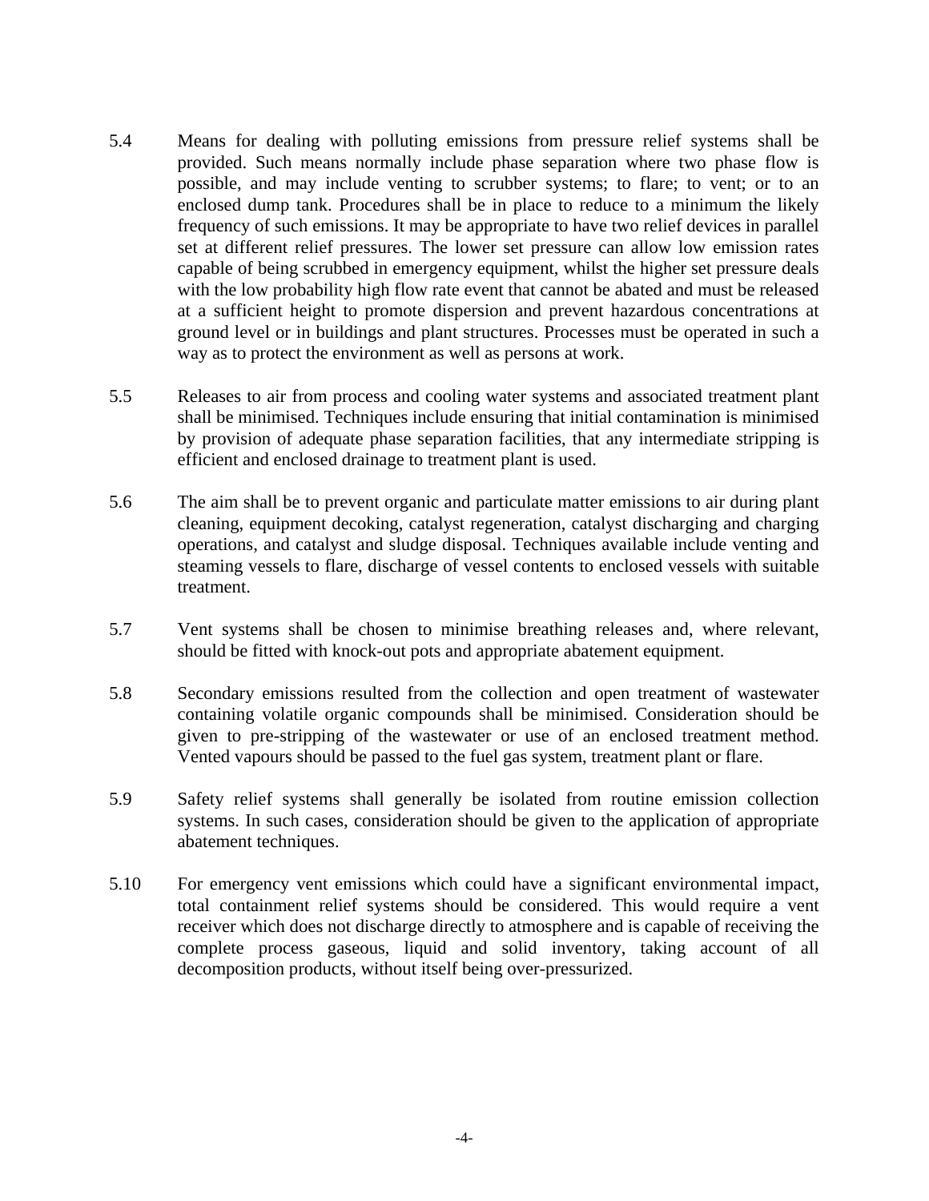5.4 Means for dealing with polluting emissions from pressure relief systems shall be provided. Such means normally include phase separation where two phase flow is possible, and may include venting to scrubber systems; to flare; to vent; or to an enclosed dump tank. Procedures shall be in place to reduce to a minimum the likely frequency of such emissions. It may be appropriate to have two relief devices in parallel set at different relief pressures. The lower set pressure can allow low emission rates capable of being scrubbed in emergency equipment, whilst the higher set pressure deals with the low probability high flow rate event that cannot be abated and must be released at a sufficient height to promote dispersion and prevent hazardous concentrations at ground level or in buildings and plant structures. Processes must be operated in such a way as to protect the environment as well as persons at work.

5.5 Releases to air from process and cooling water systems and associated treatment plant shall be minimised. Techniques include ensuring that initial contamination is minimised by provision of adequate phase separation facilities, that any intermediate stripping is efficient and enclosed drainage to treatment plant is used.

5.6 The aim shall be to prevent organic and particulate matter emissions to air during plant cleaning, equipment decoking, catalyst regeneration, catalyst discharging and charging operations, and catalyst and sludge disposal. Techniques available include venting and steaming vessels to flare, discharge of vessel contents to enclosed vessels with suitable treatment.

5.7 Vent systems shall be chosen to minimise breathing releases and, where relevant, should be fitted with knock-out pots and appropriate abatement equipment.

5.8 Secondary emissions resulted from the collection and open treatment of wastewater containing volatile organic compounds shall be minimised. Consideration should be given to pre-stripping of the wastewater or use of an enclosed treatment method. Vented vapours should be passed to the fuel gas system, treatment plant or flare.

5.9 Safety relief systems shall generally be isolated from routine emission collection systems. In such cases, consideration should be given to the application of appropriate abatement techniques.

5.10 For emergency vent emissions which could have a significant environmental impact, total containment relief systems should be considered. This would require a vent receiver which does not discharge directly to atmosphere and is capable of receiving the complete process gaseous, liquid and solid inventory, taking account of all decomposition products, without itself being over-pressurized.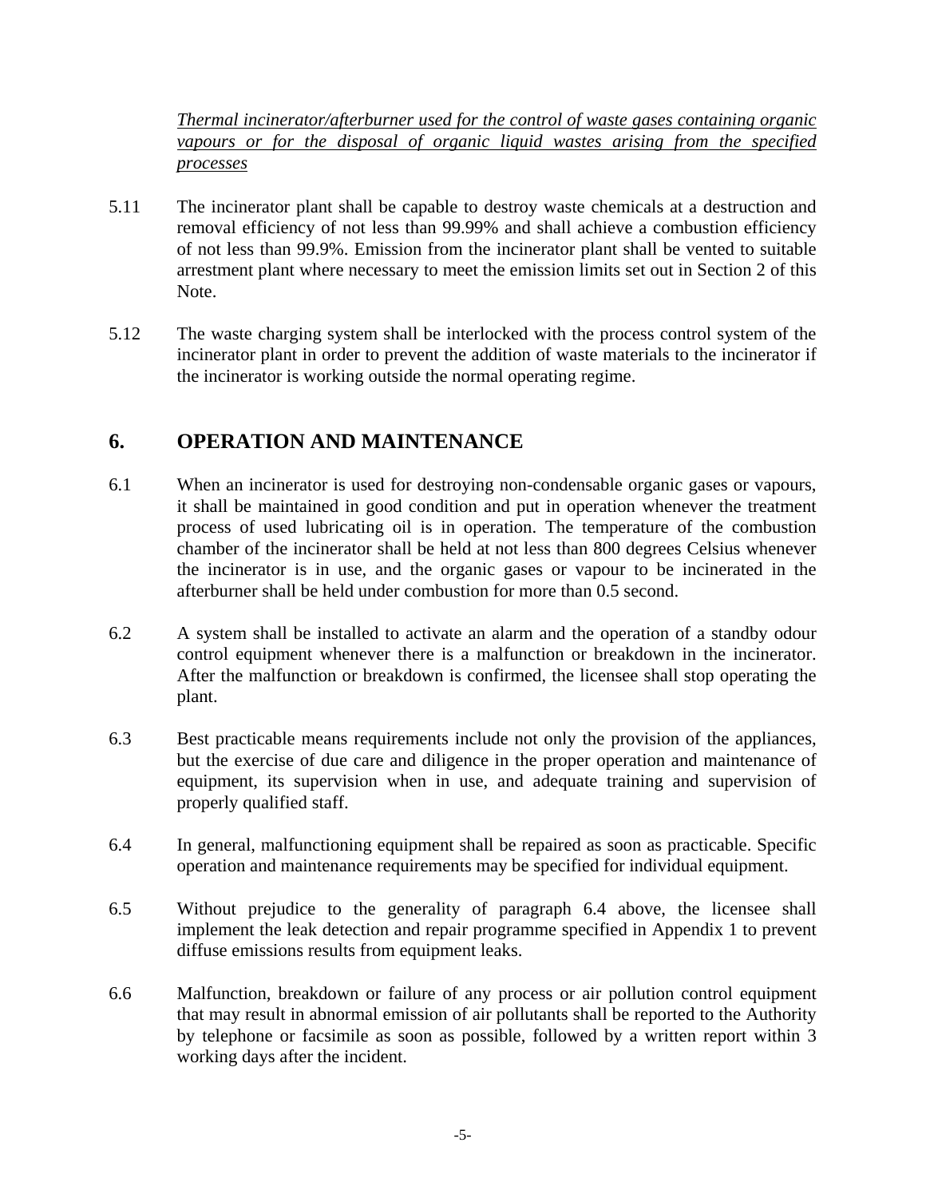*Thermal incinerator/afterburner used for the control of waste gases containing organic vapours or for the disposal of organic liquid wastes arising from the specified processes*

5.11 The incinerator plant shall be capable to destroy waste chemicals at a destruction and removal efficiency of not less than 99.99% and shall achieve a combustion efficiency of not less than 99.9%. Emission from the incinerator plant shall be vented to suitable arrestment plant where necessary to meet the emission limits set out in Section 2 of this Note.

5.12 The waste charging system shall be interlocked with the process control system of the incinerator plant in order to prevent the addition of waste materials to the incinerator if the incinerator is working outside the normal operating regime.

## 6. OPERATION AND MAINTENANCE

6.1 When an incinerator is used for destroying non-condensable organic gases or vapours, it shall be maintained in good condition and put in operation whenever the treatment process of used lubricating oil is in operation. The temperature of the combustion chamber of the incinerator shall be held at not less than 800 degrees Celsius whenever the incinerator is in use, and the organic gases or vapour to be incinerated in the afterburner shall be held under combustion for more than 0.5 second.

6.2 A system shall be installed to activate an alarm and the operation of a standby odour control equipment whenever there is a malfunction or breakdown in the incinerator. After the malfunction or breakdown is confirmed, the licensee shall stop operating the plant.

6.3 Best practicable means requirements include not only the provision of the appliances, but the exercise of due care and diligence in the proper operation and maintenance of equipment, its supervision when in use, and adequate training and supervision of properly qualified staff.

6.4 In general, malfunctioning equipment shall be repaired as soon as practicable. Specific operation and maintenance requirements may be specified for individual equipment.

6.5 Without prejudice to the generality of paragraph 6.4 above, the licensee shall implement the leak detection and repair programme specified in Appendix 1 to prevent diffuse emissions results from equipment leaks.

6.6 Malfunction, breakdown or failure of any process or air pollution control equipment that may result in abnormal emission of air pollutants shall be reported to the Authority by telephone or facsimile as soon as possible, followed by a written report within 3 working days after the incident.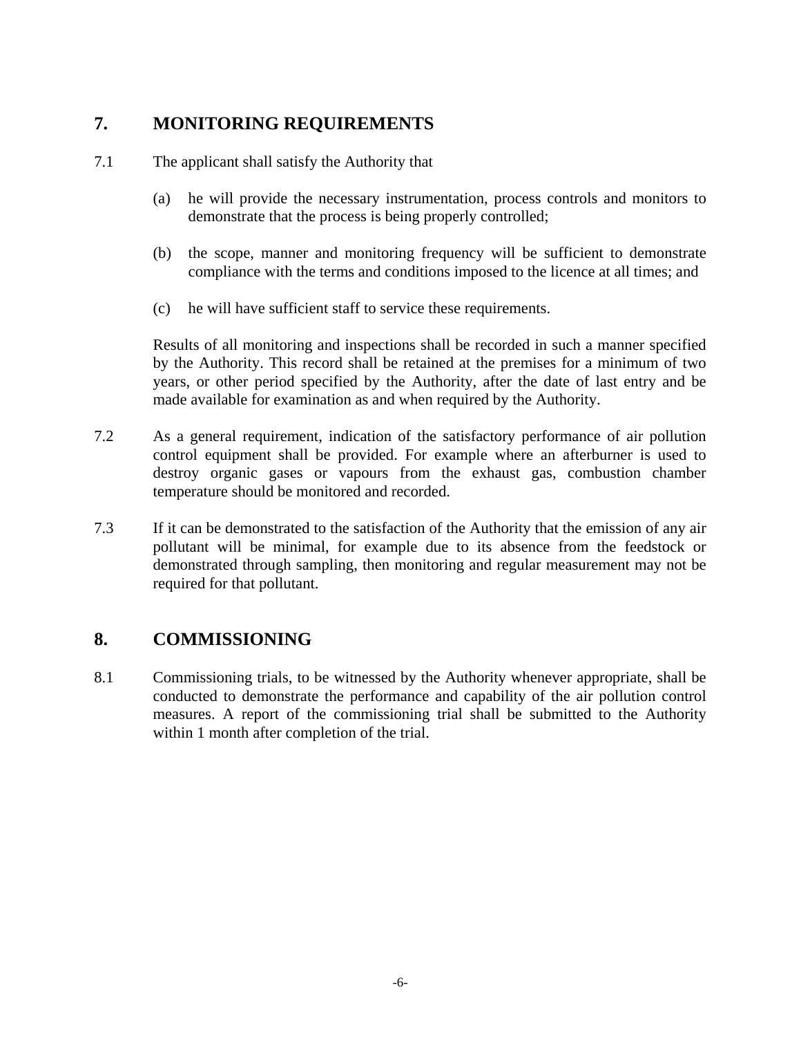## 7. MONITORING REQUIREMENTS

7.1 The applicant shall satisfy the Authority that

(a) he will provide the necessary instrumentation, process controls and monitors to demonstrate that the process is being properly controlled;

(b) the scope, manner and monitoring frequency will be sufficient to demonstrate compliance with the terms and conditions imposed to the licence at all times; and

(c) he will have sufficient staff to service these requirements.

Results of all monitoring and inspections shall be recorded in such a manner specified by the Authority. This record shall be retained at the premises for a minimum of two years, or other period specified by the Authority, after the date of last entry and be made available for examination as and when required by the Authority.

7.2 As a general requirement, indication of the satisfactory performance of air pollution control equipment shall be provided. For example where an afterburner is used to destroy organic gases or vapours from the exhaust gas, combustion chamber temperature should be monitored and recorded.

7.3 If it can be demonstrated to the satisfaction of the Authority that the emission of any air pollutant will be minimal, for example due to its absence from the feedstock or demonstrated through sampling, then monitoring and regular measurement may not be required for that pollutant.

## 8. COMMISSIONING

8.1 Commissioning trials, to be witnessed by the Authority whenever appropriate, shall be conducted to demonstrate the performance and capability of the air pollution control measures. A report of the commissioning trial shall be submitted to the Authority within 1 month after completion of the trial.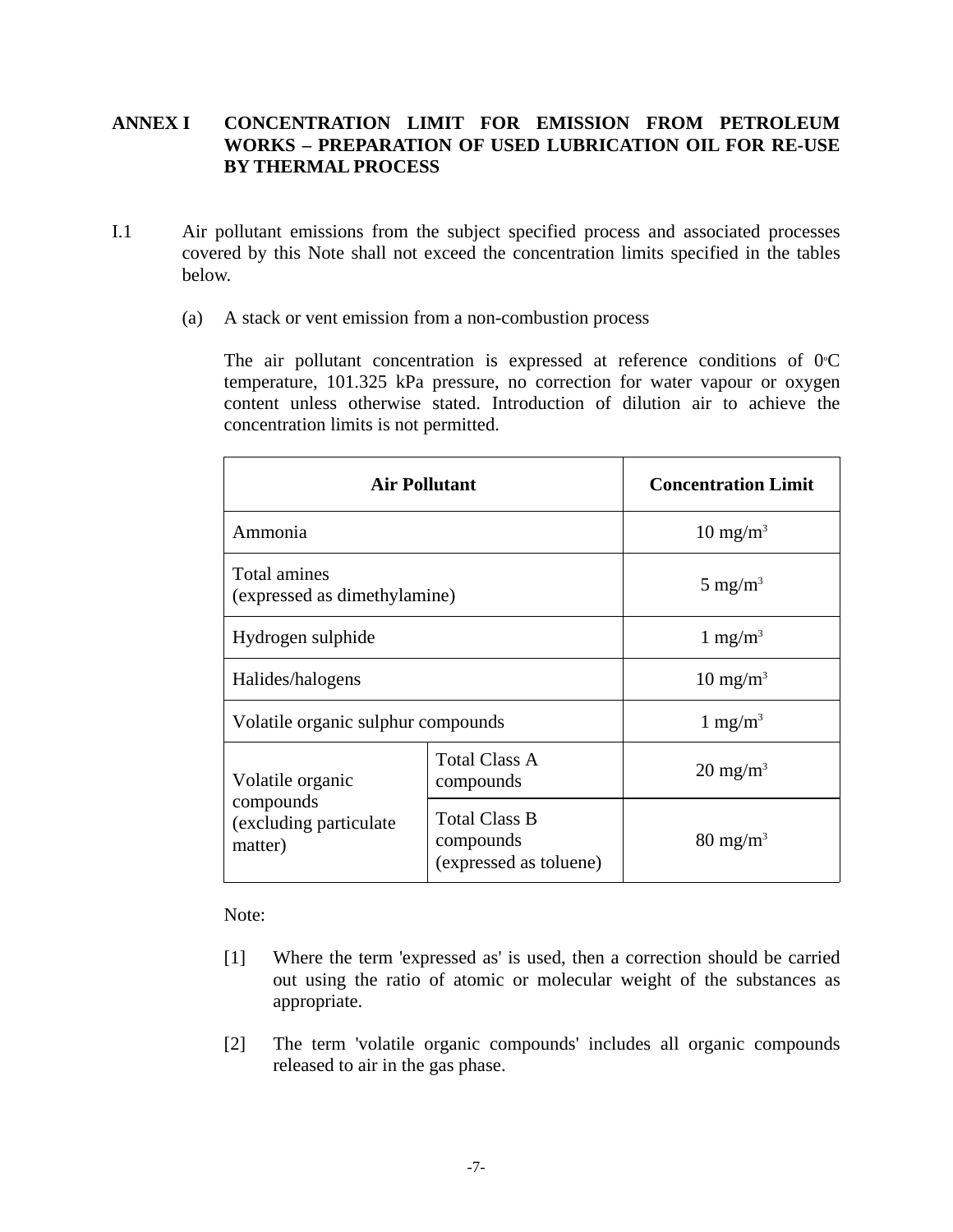## ANNEX I CONCENTRATION LIMIT FOR EMISSION FROM PETROLEUM WORKS – PREPARATION OF USED LUBRICATION OIL FOR RE-USE BY THERMAL PROCESS

I.1 Air pollutant emissions from the subject specified process and associated processes covered by this Note shall not exceed the concentration limits specified in the tables below.

(a) A stack or vent emission from a non-combustion process

The air pollutant concentration is expressed at reference conditions of 0°C temperature, 101.325 kPa pressure, no correction for water vapour or oxygen content unless otherwise stated. Introduction of dilution air to achieve the concentration limits is not permitted.

| Air Pollutant | | Concentration Limit |
|---|---|---|
| Ammonia | | 10 mg/m$^3$ |
| Total amines (expressed as dimethylamine) | | 5 mg/m$^3$ |
| Hydrogen sulphide | | 1 mg/m$^3$ |
| Halides/halogens | | 10 mg/m$^3$ |
| Volatile organic sulphur compounds | | 1 mg/m$^3$ |
| Volatile organic compounds (excluding particulate matter) | Total Class A compounds | 20 mg/m$^3$ |
| | Total Class B compounds (expressed as toluene) | 80 mg/m$^3$ |

Note:

[1] Where the term 'expressed as' is used, then a correction should be carried out using the ratio of atomic or molecular weight of the substances as appropriate.

[2] The term 'volatile organic compounds' includes all organic compounds released to air in the gas phase.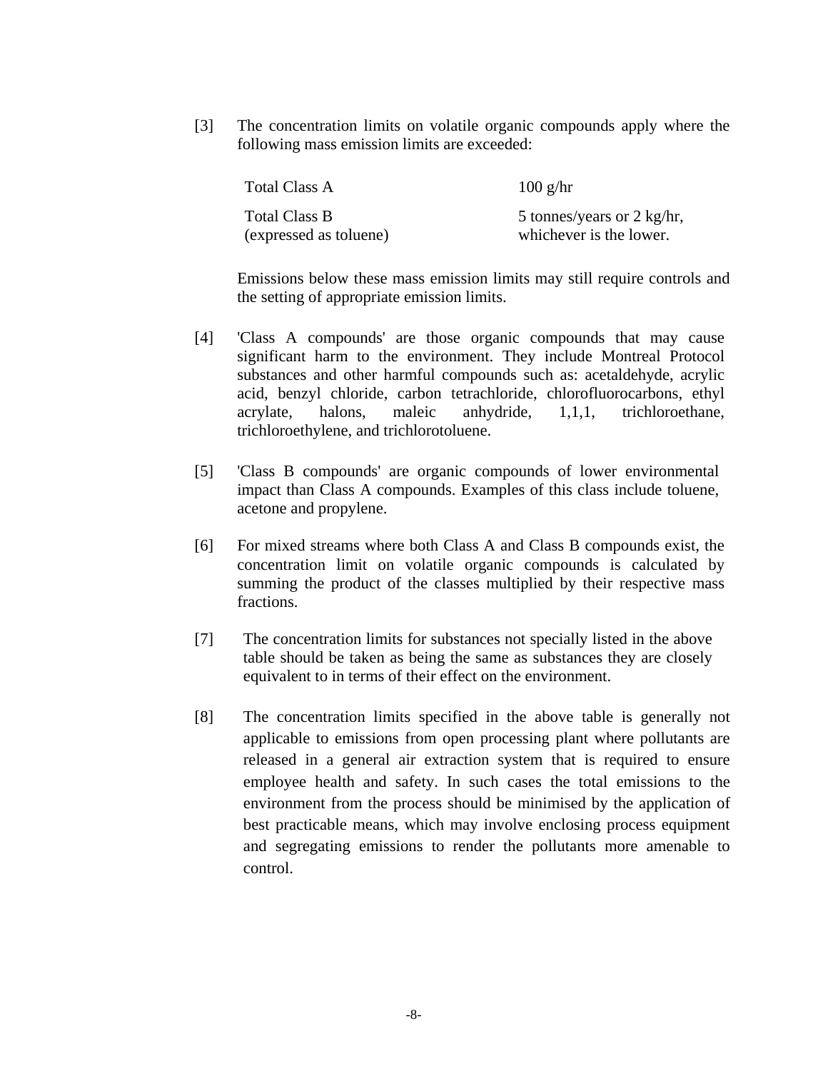[3] The concentration limits on volatile organic compounds apply where the following mass emission limits are exceeded:

| | |
|---|---|
| Total Class A | 100 g/hr |
| Total Class B (expressed as toluene) | 5 tonnes/years or 2 kg/hr, whichever is the lower. |

Emissions below these mass emission limits may still require controls and the setting of appropriate emission limits.

[4] 'Class A compounds' are those organic compounds that may cause significant harm to the environment. They include Montreal Protocol substances and other harmful compounds such as: acetaldehyde, acrylic acid, benzyl chloride, carbon tetrachloride, chlorofluorocarbons, ethyl acrylate, halons, maleic anhydride, 1,1,1, trichloroethane, trichloroethylene, and trichlorotoluene.

[5] 'Class B compounds' are organic compounds of lower environmental impact than Class A compounds. Examples of this class include toluene, acetone and propylene.

[6] For mixed streams where both Class A and Class B compounds exist, the concentration limit on volatile organic compounds is calculated by summing the product of the classes multiplied by their respective mass fractions.

[7] The concentration limits for substances not specially listed in the above table should be taken as being the same as substances they are closely equivalent to in terms of their effect on the environment.

[8] The concentration limits specified in the above table is generally not applicable to emissions from open processing plant where pollutants are released in a general air extraction system that is required to ensure employee health and safety. In such cases the total emissions to the environment from the process should be minimised by the application of best practicable means, which may involve enclosing process equipment and segregating emissions to render the pollutants more amenable to control.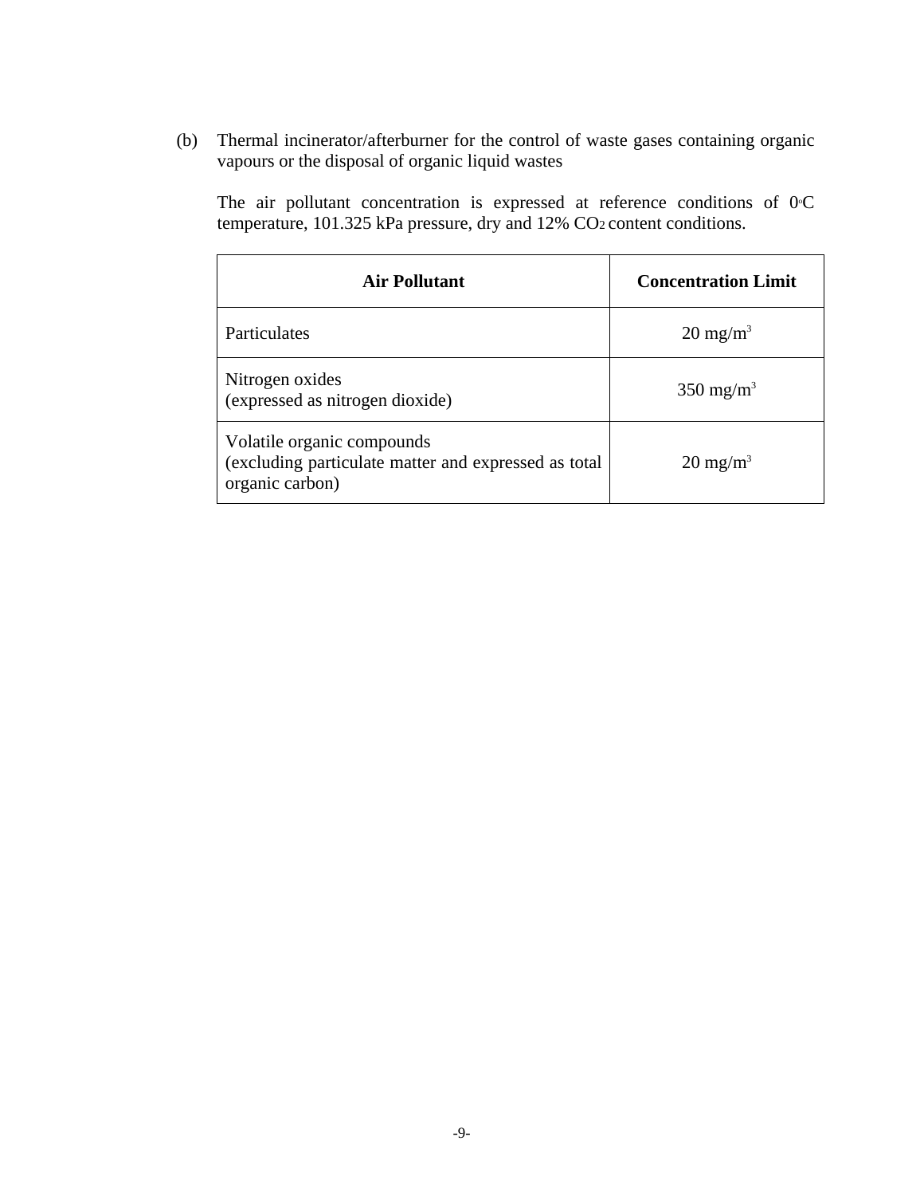(b) Thermal incinerator/afterburner for the control of waste gases containing organic vapours or the disposal of organic liquid wastes

The air pollutant concentration is expressed at reference conditions of 0°C temperature, 101.325 kPa pressure, dry and 12% $CO_2$ content conditions.

| **Air Pollutant** | **Concentration Limit** |
|---|---|
| Particulates | 20 $mg/m^3$ |
| Nitrogen oxides<br>(expressed as nitrogen dioxide) | 350 $mg/m^3$ |
| Volatile organic compounds<br>(excluding particulate matter and expressed as total organic carbon) | 20 $mg/m^3$ |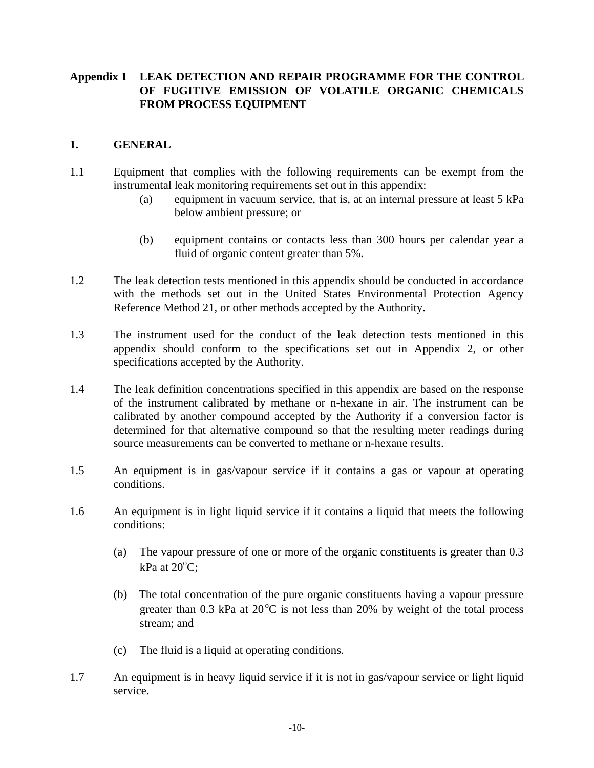## Appendix 1 LEAK DETECTION AND REPAIR PROGRAMME FOR THE CONTROL OF FUGITIVE EMISSION OF VOLATILE ORGANIC CHEMICALS FROM PROCESS EQUIPMENT

### 1. GENERAL

1.1 Equipment that complies with the following requirements can be exempt from the instrumental leak monitoring requirements set out in this appendix:

- (a) equipment in vacuum service, that is, at an internal pressure at least 5 kPa below ambient pressure; or
- (b) equipment contains or contacts less than 300 hours per calendar year a fluid of organic content greater than 5%.

1.2 The leak detection tests mentioned in this appendix should be conducted in accordance with the methods set out in the United States Environmental Protection Agency Reference Method 21, or other methods accepted by the Authority.

1.3 The instrument used for the conduct of the leak detection tests mentioned in this appendix should conform to the specifications set out in Appendix 2, or other specifications accepted by the Authority.

1.4 The leak definition concentrations specified in this appendix are based on the response of the instrument calibrated by methane or n-hexane in air. The instrument can be calibrated by another compound accepted by the Authority if a conversion factor is determined for that alternative compound so that the resulting meter readings during source measurements can be converted to methane or n-hexane results.

1.5 An equipment is in gas/vapour service if it contains a gas or vapour at operating conditions.

1.6 An equipment is in light liquid service if it contains a liquid that meets the following conditions:

- (a) The vapour pressure of one or more of the organic constituents is greater than 0.3 kPa at $20^{o}$C;
- (b) The total concentration of the pure organic constituents having a vapour pressure greater than 0.3 kPa at $20^{o}$C is not less than 20% by weight of the total process stream; and
- (c) The fluid is a liquid at operating conditions.

1.7 An equipment is in heavy liquid service if it is not in gas/vapour service or light liquid service.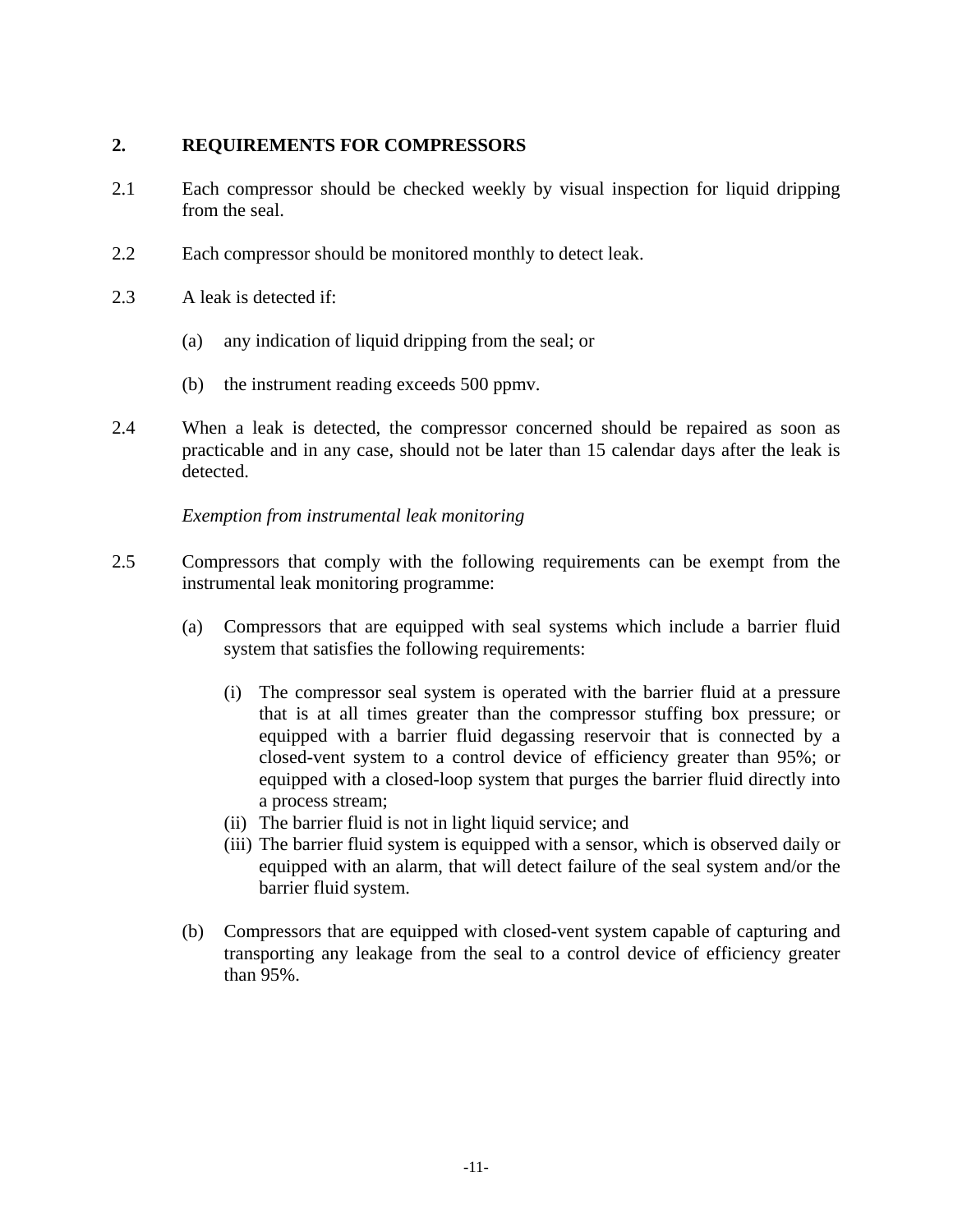## 2. REQUIREMENTS FOR COMPRESSORS

2.1 Each compressor should be checked weekly by visual inspection for liquid dripping from the seal.

2.2 Each compressor should be monitored monthly to detect leak.

2.3 A leak is detected if:

(a) any indication of liquid dripping from the seal; or

(b) the instrument reading exceeds 500 ppmv.

2.4 When a leak is detected, the compressor concerned should be repaired as soon as practicable and in any case, should not be later than 15 calendar days after the leak is detected.

*Exemption from instrumental leak monitoring*

2.5 Compressors that comply with the following requirements can be exempt from the instrumental leak monitoring programme:

(a) Compressors that are equipped with seal systems which include a barrier fluid system that satisfies the following requirements:

(i) The compressor seal system is operated with the barrier fluid at a pressure that is at all times greater than the compressor stuffing box pressure; or equipped with a barrier fluid degassing reservoir that is connected by a closed-vent system to a control device of efficiency greater than 95%; or equipped with a closed-loop system that purges the barrier fluid directly into a process stream;

(ii) The barrier fluid is not in light liquid service; and

(iii) The barrier fluid system is equipped with a sensor, which is observed daily or equipped with an alarm, that will detect failure of the seal system and/or the barrier fluid system.

(b) Compressors that are equipped with closed-vent system capable of capturing and transporting any leakage from the seal to a control device of efficiency greater than 95%.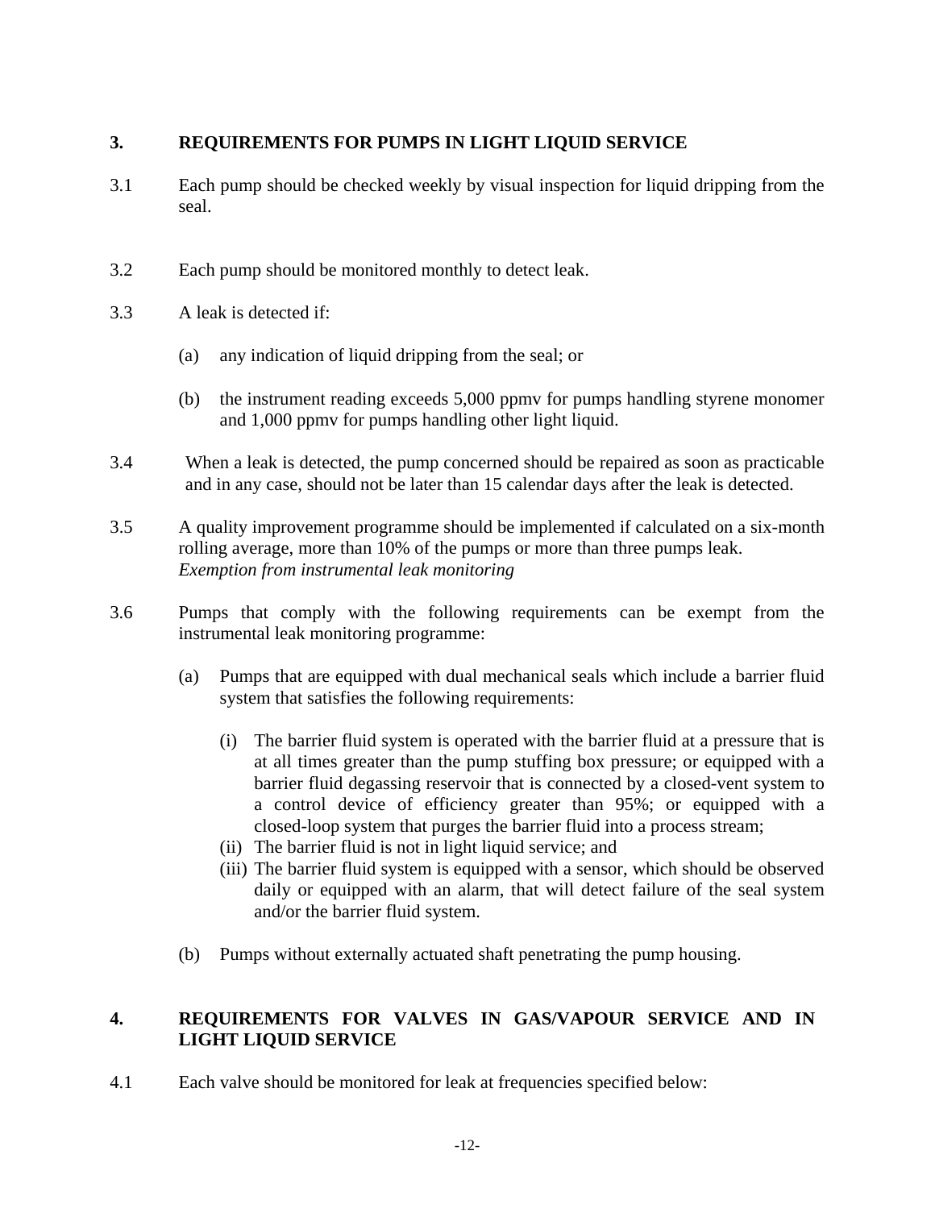## 3. REQUIREMENTS FOR PUMPS IN LIGHT LIQUID SERVICE

3.1 Each pump should be checked weekly by visual inspection for liquid dripping from the seal.

3.2 Each pump should be monitored monthly to detect leak.

3.3 A leak is detected if:

- (a) any indication of liquid dripping from the seal; or
- (b) the instrument reading exceeds 5,000 ppmv for pumps handling styrene monomer and 1,000 ppmv for pumps handling other light liquid.

3.4 When a leak is detected, the pump concerned should be repaired as soon as practicable and in any case, should not be later than 15 calendar days after the leak is detected.

3.5 A quality improvement programme should be implemented if calculated on a six-month rolling average, more than 10% of the pumps or more than three pumps leak.

*Exemption from instrumental leak monitoring*

3.6 Pumps that comply with the following requirements can be exempt from the instrumental leak monitoring programme:

- (a) Pumps that are equipped with dual mechanical seals which include a barrier fluid system that satisfies the following requirements:
  - (i) The barrier fluid system is operated with the barrier fluid at a pressure that is at all times greater than the pump stuffing box pressure; or equipped with a barrier fluid degassing reservoir that is connected by a closed-vent system to a control device of efficiency greater than 95%; or equipped with a closed-loop system that purges the barrier fluid into a process stream;
  - (ii) The barrier fluid is not in light liquid service; and
  - (iii) The barrier fluid system is equipped with a sensor, which should be observed daily or equipped with an alarm, that will detect failure of the seal system and/or the barrier fluid system.
- (b) Pumps without externally actuated shaft penetrating the pump housing.

## 4. REQUIREMENTS FOR VALVES IN GAS/VAPOUR SERVICE AND IN LIGHT LIQUID SERVICE

4.1 Each valve should be monitored for leak at frequencies specified below: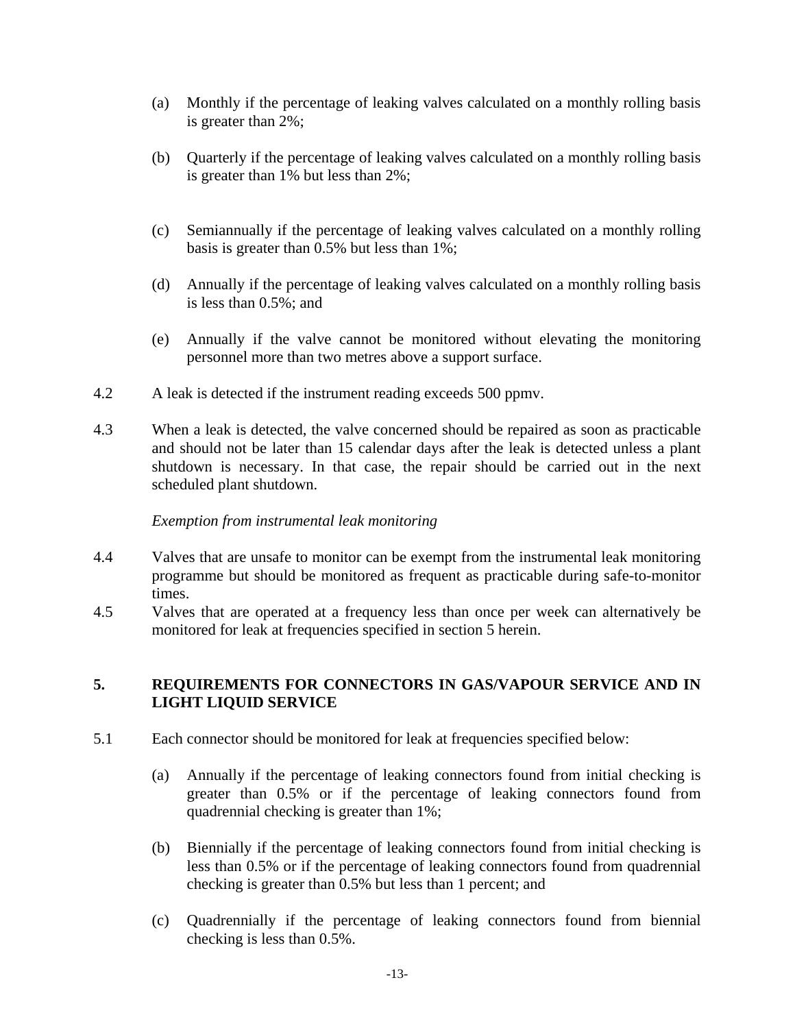(a) Monthly if the percentage of leaking valves calculated on a monthly rolling basis is greater than 2%;

(b) Quarterly if the percentage of leaking valves calculated on a monthly rolling basis is greater than 1% but less than 2%;

(c) Semiannually if the percentage of leaking valves calculated on a monthly rolling basis is greater than 0.5% but less than 1%;

(d) Annually if the percentage of leaking valves calculated on a monthly rolling basis is less than 0.5%; and

(e) Annually if the valve cannot be monitored without elevating the monitoring personnel more than two metres above a support surface.

4.2 A leak is detected if the instrument reading exceeds 500 ppmv.

4.3 When a leak is detected, the valve concerned should be repaired as soon as practicable and should not be later than 15 calendar days after the leak is detected unless a plant shutdown is necessary. In that case, the repair should be carried out in the next scheduled plant shutdown.

*Exemption from instrumental leak monitoring*

4.4 Valves that are unsafe to monitor can be exempt from the instrumental leak monitoring programme but should be monitored as frequent as practicable during safe-to-monitor times.

4.5 Valves that are operated at a frequency less than once per week can alternatively be monitored for leak at frequencies specified in section 5 herein.

## 5. REQUIREMENTS FOR CONNECTORS IN GAS/VAPOUR SERVICE AND IN LIGHT LIQUID SERVICE

5.1 Each connector should be monitored for leak at frequencies specified below:

(a) Annually if the percentage of leaking connectors found from initial checking is greater than 0.5% or if the percentage of leaking connectors found from quadrennial checking is greater than 1%;

(b) Biennially if the percentage of leaking connectors found from initial checking is less than 0.5% or if the percentage of leaking connectors found from quadrennial checking is greater than 0.5% but less than 1 percent; and

(c) Quadrennially if the percentage of leaking connectors found from biennial checking is less than 0.5%.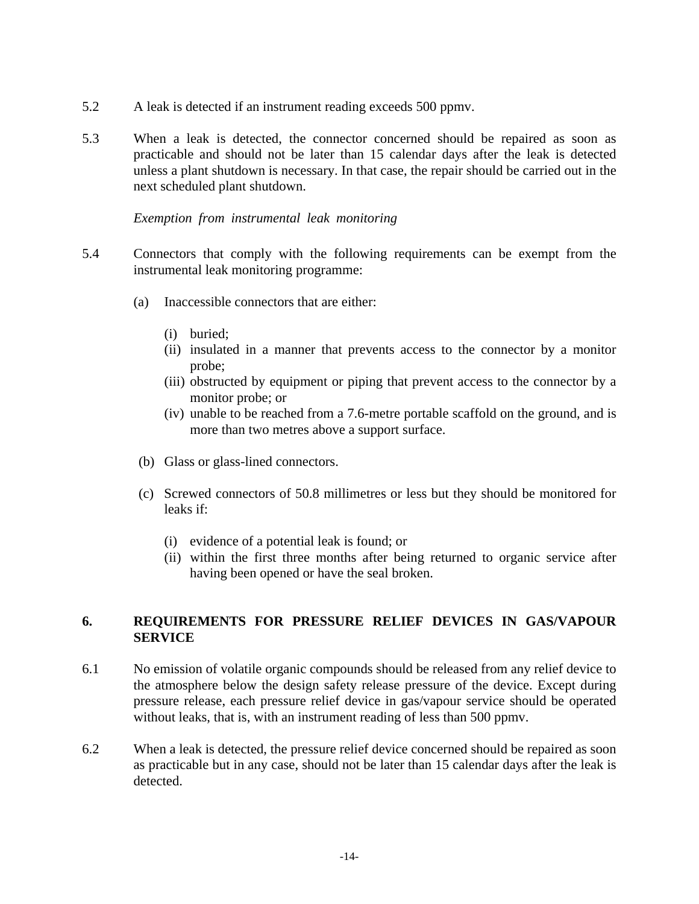5.2 A leak is detected if an instrument reading exceeds 500 ppmv.

5.3 When a leak is detected, the connector concerned should be repaired as soon as practicable and should not be later than 15 calendar days after the leak is detected unless a plant shutdown is necessary. In that case, the repair should be carried out in the next scheduled plant shutdown.

*Exemption from instrumental leak monitoring*

5.4 Connectors that comply with the following requirements can be exempt from the instrumental leak monitoring programme:

(a) Inaccessible connectors that are either:

(i) buried;
(ii) insulated in a manner that prevents access to the connector by a monitor probe;
(iii) obstructed by equipment or piping that prevent access to the connector by a monitor probe; or
(iv) unable to be reached from a 7.6-metre portable scaffold on the ground, and is more than two metres above a support surface.

(b) Glass or glass-lined connectors.

(c) Screwed connectors of 50.8 millimetres or less but they should be monitored for leaks if:

(i) evidence of a potential leak is found; or
(ii) within the first three months after being returned to organic service after having been opened or have the seal broken.

## 6. REQUIREMENTS FOR PRESSURE RELIEF DEVICES IN GAS/VAPOUR SERVICE

6.1 No emission of volatile organic compounds should be released from any relief device to the atmosphere below the design safety release pressure of the device. Except during pressure release, each pressure relief device in gas/vapour service should be operated without leaks, that is, with an instrument reading of less than 500 ppmv.

6.2 When a leak is detected, the pressure relief device concerned should be repaired as soon as practicable but in any case, should not be later than 15 calendar days after the leak is detected.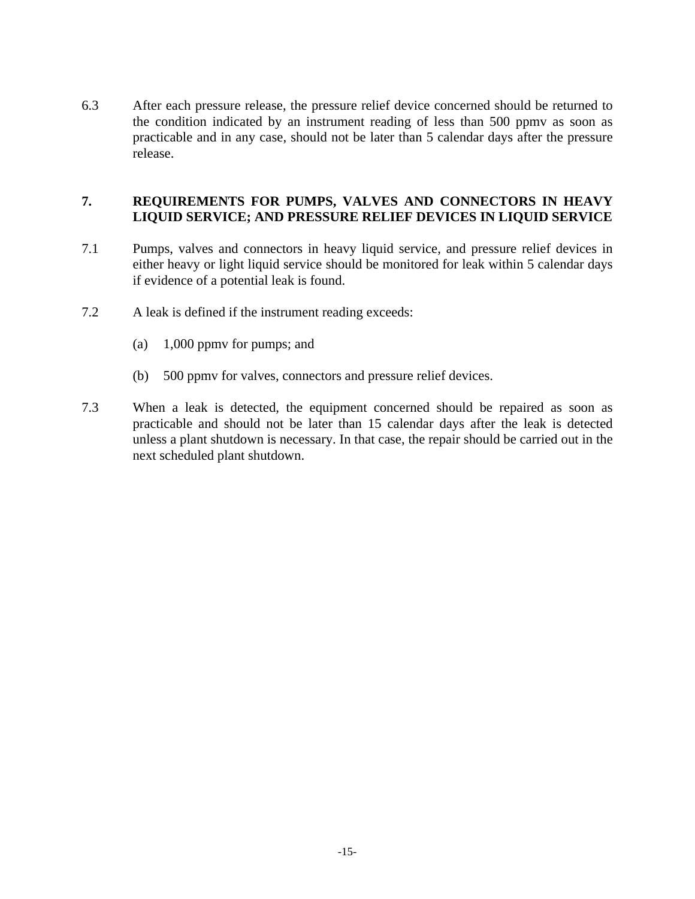6.3 After each pressure release, the pressure relief device concerned should be returned to the condition indicated by an instrument reading of less than 500 ppmv as soon as practicable and in any case, should not be later than 5 calendar days after the pressure release.

## 7. REQUIREMENTS FOR PUMPS, VALVES AND CONNECTORS IN HEAVY LIQUID SERVICE; AND PRESSURE RELIEF DEVICES IN LIQUID SERVICE

7.1 Pumps, valves and connectors in heavy liquid service, and pressure relief devices in either heavy or light liquid service should be monitored for leak within 5 calendar days if evidence of a potential leak is found.

7.2 A leak is defined if the instrument reading exceeds:

(a) 1,000 ppmv for pumps; and

(b) 500 ppmv for valves, connectors and pressure relief devices.

7.3 When a leak is detected, the equipment concerned should be repaired as soon as practicable and should not be later than 15 calendar days after the leak is detected unless a plant shutdown is necessary. In that case, the repair should be carried out in the next scheduled plant shutdown.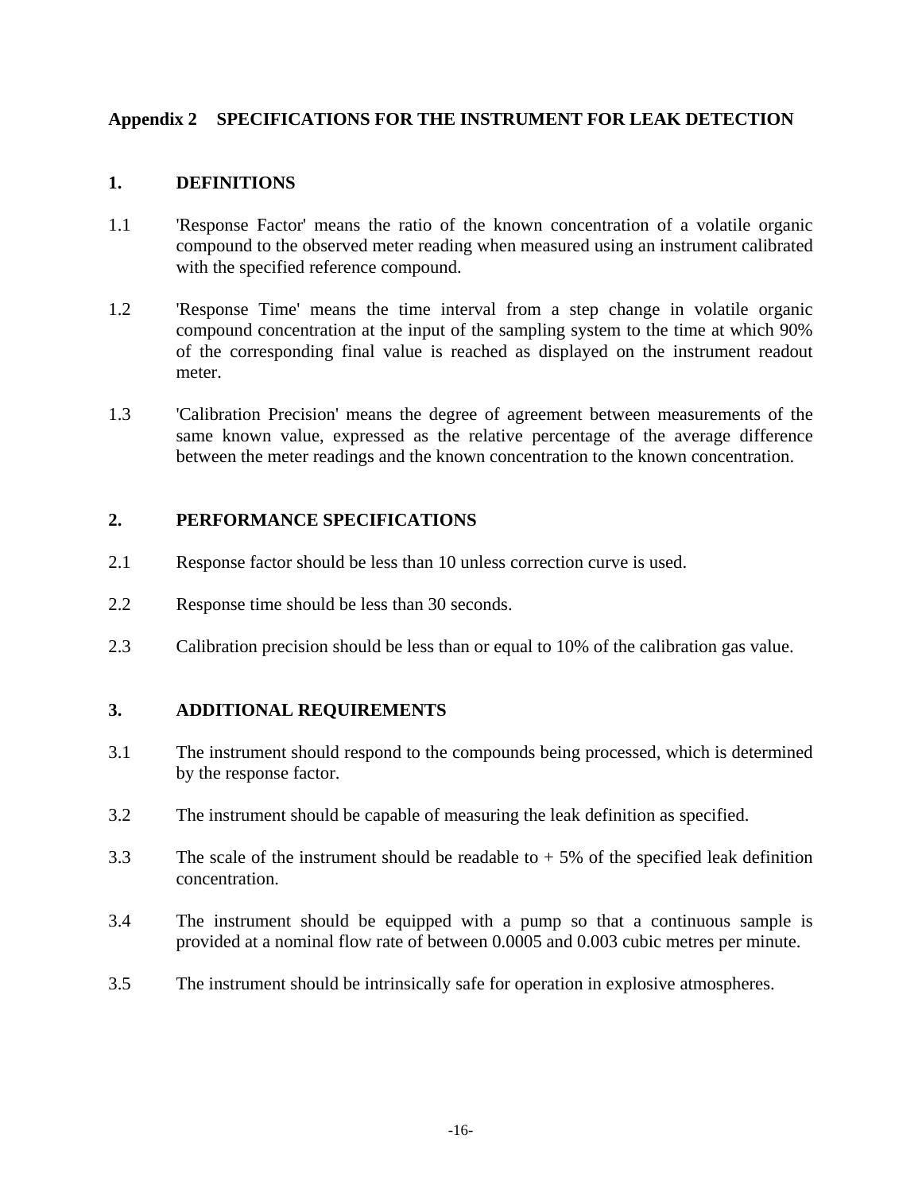## Appendix 2 SPECIFICATIONS FOR THE INSTRUMENT FOR LEAK DETECTION

### 1. DEFINITIONS

1.1 'Response Factor' means the ratio of the known concentration of a volatile organic compound to the observed meter reading when measured using an instrument calibrated with the specified reference compound.

1.2 'Response Time' means the time interval from a step change in volatile organic compound concentration at the input of the sampling system to the time at which 90% of the corresponding final value is reached as displayed on the instrument readout meter.

1.3 'Calibration Precision' means the degree of agreement between measurements of the same known value, expressed as the relative percentage of the average difference between the meter readings and the known concentration to the known concentration.

### 2. PERFORMANCE SPECIFICATIONS

2.1 Response factor should be less than 10 unless correction curve is used.

2.2 Response time should be less than 30 seconds.

2.3 Calibration precision should be less than or equal to 10% of the calibration gas value.

### 3. ADDITIONAL REQUIREMENTS

3.1 The instrument should respond to the compounds being processed, which is determined by the response factor.

3.2 The instrument should be capable of measuring the leak definition as specified.

3.3 The scale of the instrument should be readable to + 5% of the specified leak definition concentration.

3.4 The instrument should be equipped with a pump so that a continuous sample is provided at a nominal flow rate of between 0.0005 and 0.003 cubic metres per minute.

3.5 The instrument should be intrinsically safe for operation in explosive atmospheres.